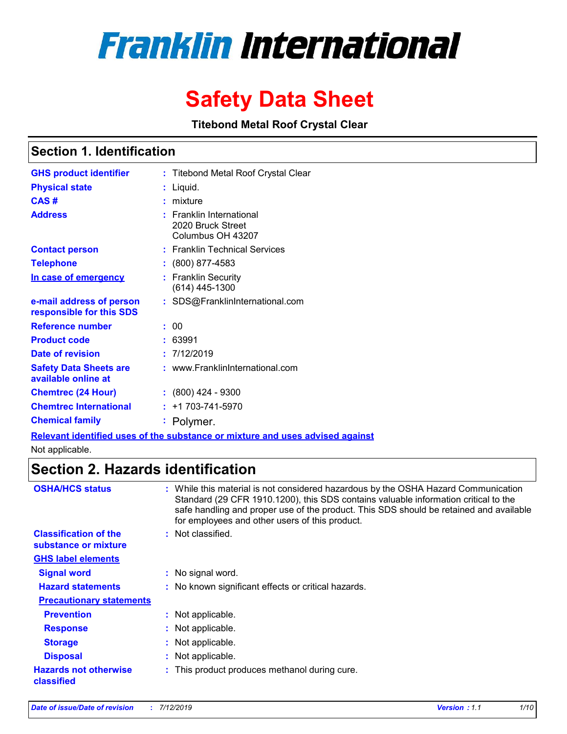# Franklin International

# Safety Data Sheet

**Titebond Metal Roof Crystal Clear**

## Section 1. Identification

| | | |
|---|---|---|
| **GHS product identifier** | : | Titebond Metal Roof Crystal Clear |
| **Physical state** | : | Liquid. |
| **CAS #** | : | mixture |
| **Address** | : | Franklin International<br>2020 Bruck Street<br>Columbus OH 43207 |
| **Contact person** | : | Franklin Technical Services |
| **Telephone** | : | (800) 877-4583 |
| **In case of emergency** | : | Franklin Security<br>(614) 445-1300 |
| **e-mail address of person responsible for this SDS** | : | SDS@FranklinInternational.com |
| **Reference number** | : | 00 |
| **Product code** | : | 63991 |
| **Date of revision** | : | 7/12/2019 |
| **Safety Data Sheets are available online at** | : | www.FranklinInternational.com |
| **Chemtrec (24 Hour)** | : | (800) 424 - 9300 |
| **Chemtrec International** | : | +1 703-741-5970 |
| **Chemical family** | : | Polymer. |

**Relevant identified uses of the substance or mixture and uses advised against**

Not applicable.

## Section 2. Hazards identification

| | | |
|---|---|---|
| **OSHA/HCS status** | : | While this material is not considered hazardous by the OSHA Hazard Communication Standard (29 CFR 1910.1200), this SDS contains valuable information critical to the safe handling and proper use of the product. This SDS should be retained and available for employees and other users of this product. |
| **Classification of the substance or mixture** | : | Not classified. |
| **GHS label elements** | | |
| **Signal word** | : | No signal word. |
| **Hazard statements** | : | No known significant effects or critical hazards. |
| **Precautionary statements** | | |
| **Prevention** | : | Not applicable. |
| **Response** | : | Not applicable. |
| **Storage** | : | Not applicable. |
| **Disposal** | : | Not applicable. |
| **Hazards not otherwise classified** | : | This product produces methanol during cure. |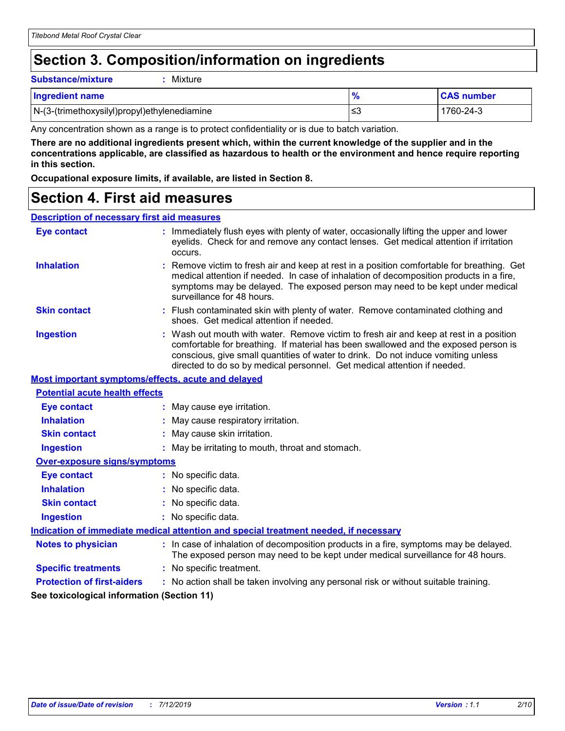# Section 3. Composition/information on ingredients

**Substance/mixture** : Mixture

| Ingredient name | % | CAS number |
|---|---|---|
| N-(3-(trimethoxysilyl)propyl)ethylenediamine | ≤3 | 1760-24-3 |

Any concentration shown as a range is to protect confidentiality or is due to batch variation.

**There are no additional ingredients present which, within the current knowledge of the supplier and in the concentrations applicable, are classified as hazardous to health or the environment and hence require reporting in this section.**

**Occupational exposure limits, if available, are listed in Section 8.**

# Section 4. First aid measures

## Description of necessary first aid measures

**Eye contact** : Immediately flush eyes with plenty of water, occasionally lifting the upper and lower eyelids. Check for and remove any contact lenses. Get medical attention if irritation occurs.

**Inhalation** : Remove victim to fresh air and keep at rest in a position comfortable for breathing. Get medical attention if needed. In case of inhalation of decomposition products in a fire, symptoms may be delayed. The exposed person may need to be kept under medical surveillance for 48 hours.

**Skin contact** : Flush contaminated skin with plenty of water. Remove contaminated clothing and shoes. Get medical attention if needed.

**Ingestion** : Wash out mouth with water. Remove victim to fresh air and keep at rest in a position comfortable for breathing. If material has been swallowed and the exposed person is conscious, give small quantities of water to drink. Do not induce vomiting unless directed to do so by medical personnel. Get medical attention if needed.

## Most important symptoms/effects, acute and delayed

### Potential acute health effects

**Eye contact** : May cause eye irritation.

**Inhalation** : May cause respiratory irritation.

**Skin contact** : May cause skin irritation.

**Ingestion** : May be irritating to mouth, throat and stomach.

### Over-exposure signs/symptoms

**Eye contact** : No specific data.

**Inhalation** : No specific data.

**Skin contact** : No specific data.

**Ingestion** : No specific data.

## Indication of immediate medical attention and special treatment needed, if necessary

**Notes to physician** : In case of inhalation of decomposition products in a fire, symptoms may be delayed. The exposed person may need to be kept under medical surveillance for 48 hours.

**Specific treatments** : No specific treatment.

**Protection of first-aiders** : No action shall be taken involving any personal risk or without suitable training.

**See toxicological information (Section 11)**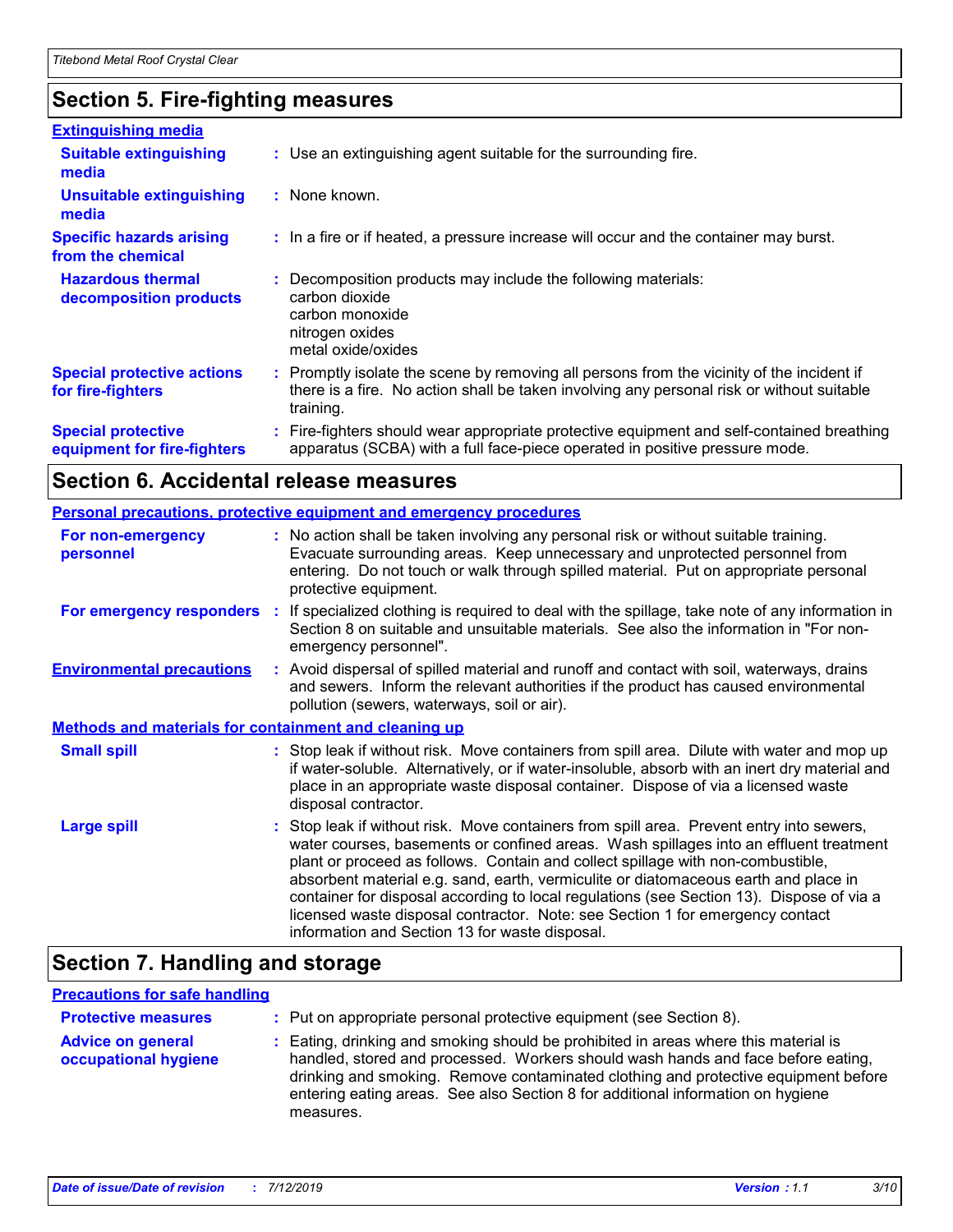## Section 5. Fire-fighting measures

**Extinguishing media**

| | |
|---|---|
| **Suitable extinguishing media** | : Use an extinguishing agent suitable for the surrounding fire. |
| **Unsuitable extinguishing media** | : None known. |
| **Specific hazards arising from the chemical** | : In a fire or if heated, a pressure increase will occur and the container may burst. |
| **Hazardous thermal decomposition products** | : Decomposition products may include the following materials: carbon dioxide carbon monoxide nitrogen oxides metal oxide/oxides |
| **Special protective actions for fire-fighters** | : Promptly isolate the scene by removing all persons from the vicinity of the incident if there is a fire. No action shall be taken involving any personal risk or without suitable training. |
| **Special protective equipment for fire-fighters** | : Fire-fighters should wear appropriate protective equipment and self-contained breathing apparatus (SCBA) with a full face-piece operated in positive pressure mode. |

## Section 6. Accidental release measures

**Personal precautions, protective equipment and emergency procedures**

| | |
|---|---|
| **For non-emergency personnel** | : No action shall be taken involving any personal risk or without suitable training. Evacuate surrounding areas. Keep unnecessary and unprotected personnel from entering. Do not touch or walk through spilled material. Put on appropriate personal protective equipment. |
| **For emergency responders** | : If specialized clothing is required to deal with the spillage, take note of any information in Section 8 on suitable and unsuitable materials. See also the information in "For non-emergency personnel". |
| **Environmental precautions** | : Avoid dispersal of spilled material and runoff and contact with soil, waterways, drains and sewers. Inform the relevant authorities if the product has caused environmental pollution (sewers, waterways, soil or air). |

**Methods and materials for containment and cleaning up**

| | |
|---|---|
| **Small spill** | : Stop leak if without risk. Move containers from spill area. Dilute with water and mop up if water-soluble. Alternatively, or if water-insoluble, absorb with an inert dry material and place in an appropriate waste disposal container. Dispose of via a licensed waste disposal contractor. |
| **Large spill** | : Stop leak if without risk. Move containers from spill area. Prevent entry into sewers, water courses, basements or confined areas. Wash spillages into an effluent treatment plant or proceed as follows. Contain and collect spillage with non-combustible, absorbent material e.g. sand, earth, vermiculite or diatomaceous earth and place in container for disposal according to local regulations (see Section 13). Dispose of via a licensed waste disposal contractor. Note: see Section 1 for emergency contact information and Section 13 for waste disposal. |

## Section 7. Handling and storage

**Precautions for safe handling**

| | |
|---|---|
| **Protective measures** | : Put on appropriate personal protective equipment (see Section 8). |
| **Advice on general occupational hygiene** | : Eating, drinking and smoking should be prohibited in areas where this material is handled, stored and processed. Workers should wash hands and face before eating, drinking and smoking. Remove contaminated clothing and protective equipment before entering eating areas. See also Section 8 for additional information on hygiene measures. |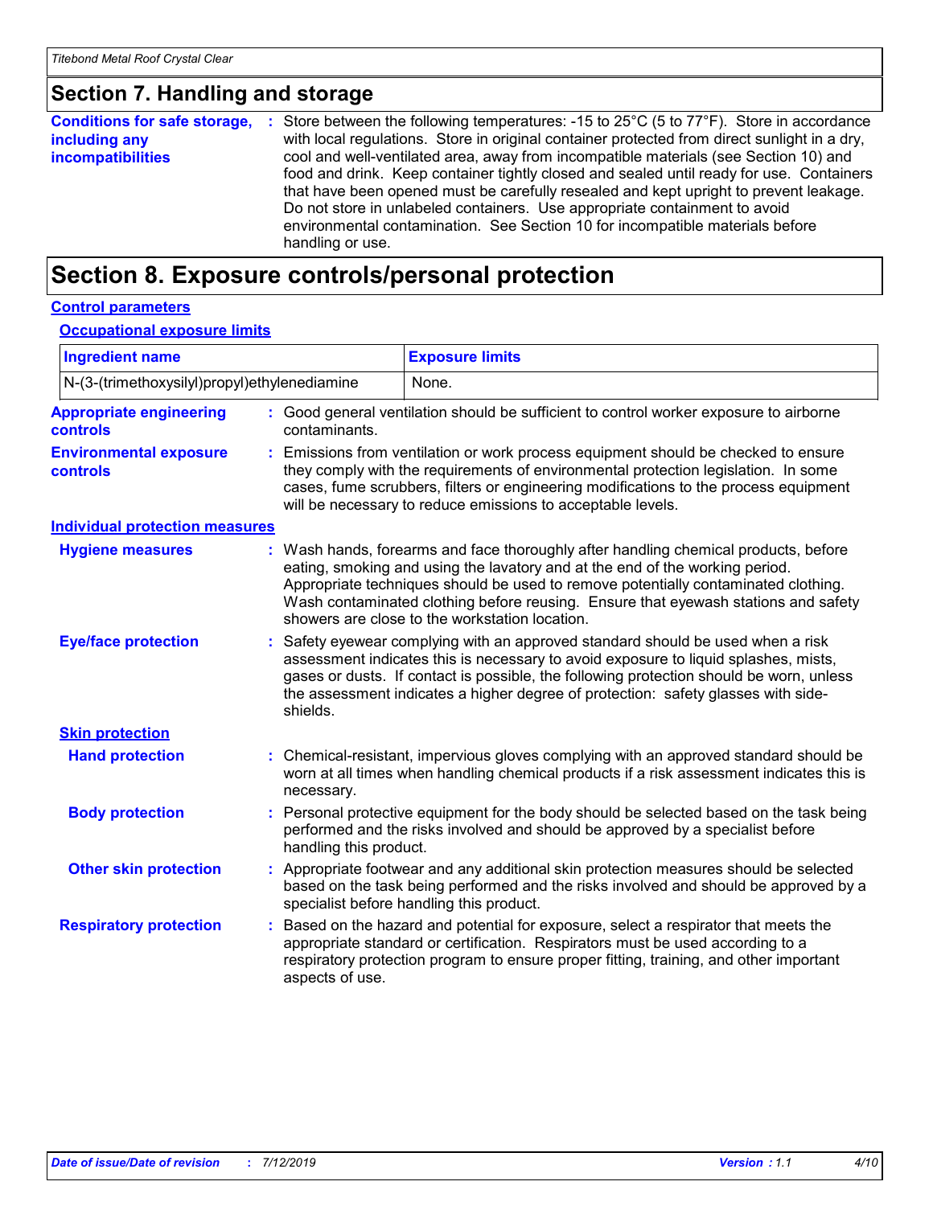## Section 7. Handling and storage

**Conditions for safe storage, including any incompatibilities** : Store between the following temperatures: -15 to 25°C (5 to 77°F). Store in accordance with local regulations. Store in original container protected from direct sunlight in a dry, cool and well-ventilated area, away from incompatible materials (see Section 10) and food and drink. Keep container tightly closed and sealed until ready for use. Containers that have been opened must be carefully resealed and kept upright to prevent leakage. Do not store in unlabeled containers. Use appropriate containment to avoid environmental contamination. See Section 10 for incompatible materials before handling or use.

## Section 8. Exposure controls/personal protection

### Control parameters

#### Occupational exposure limits

| Ingredient name | Exposure limits |
|---|---|
| N-(3-(trimethoxysilyl)propyl)ethylenediamine | None. |

**Appropriate engineering controls** : Good general ventilation should be sufficient to control worker exposure to airborne contaminants.

**Environmental exposure controls** : Emissions from ventilation or work process equipment should be checked to ensure they comply with the requirements of environmental protection legislation. In some cases, fume scrubbers, filters or engineering modifications to the process equipment will be necessary to reduce emissions to acceptable levels.

### Individual protection measures

**Hygiene measures** : Wash hands, forearms and face thoroughly after handling chemical products, before eating, smoking and using the lavatory and at the end of the working period. Appropriate techniques should be used to remove potentially contaminated clothing. Wash contaminated clothing before reusing. Ensure that eyewash stations and safety showers are close to the workstation location.

**Eye/face protection** : Safety eyewear complying with an approved standard should be used when a risk assessment indicates this is necessary to avoid exposure to liquid splashes, mists, gases or dusts. If contact is possible, the following protection should be worn, unless the assessment indicates a higher degree of protection: safety glasses with side-shields.

#### Skin protection

**Hand protection** : Chemical-resistant, impervious gloves complying with an approved standard should be worn at all times when handling chemical products if a risk assessment indicates this is necessary.

**Body protection** : Personal protective equipment for the body should be selected based on the task being performed and the risks involved and should be approved by a specialist before handling this product.

**Other skin protection** : Appropriate footwear and any additional skin protection measures should be selected based on the task being performed and the risks involved and should be approved by a specialist before handling this product.

**Respiratory protection** : Based on the hazard and potential for exposure, select a respirator that meets the appropriate standard or certification. Respirators must be used according to a respiratory protection program to ensure proper fitting, training, and other important aspects of use.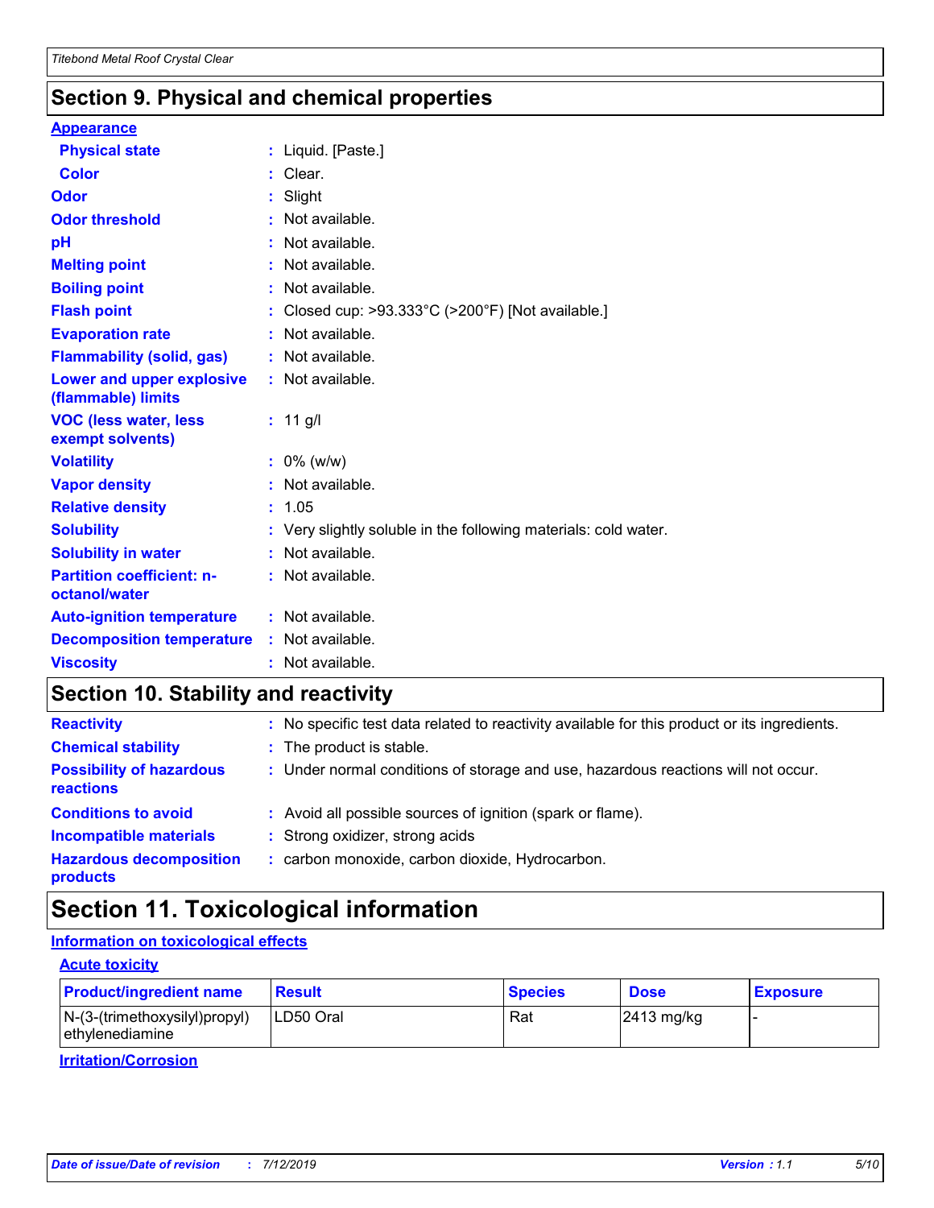## Section 9. Physical and chemical properties

**Appearance**

| | |
|---|---|
| **Physical state** | : Liquid. [Paste.] |
| **Color** | : Clear. |
| **Odor** | : Slight |
| **Odor threshold** | : Not available. |
| **pH** | : Not available. |
| **Melting point** | : Not available. |
| **Boiling point** | : Not available. |
| **Flash point** | : Closed cup: >93.333°C (>200°F) [Not available.] |
| **Evaporation rate** | : Not available. |
| **Flammability (solid, gas)** | : Not available. |
| **Lower and upper explosive (flammable) limits** | : Not available. |
| **VOC (less water, less exempt solvents)** | : 11 g/l |
| **Volatility** | : 0% (w/w) |
| **Vapor density** | : Not available. |
| **Relative density** | : 1.05 |
| **Solubility** | : Very slightly soluble in the following materials: cold water. |
| **Solubility in water** | : Not available. |
| **Partition coefficient: n-octanol/water** | : Not available. |
| **Auto-ignition temperature** | : Not available. |
| **Decomposition temperature** | : Not available. |
| **Viscosity** | : Not available. |

## Section 10. Stability and reactivity

| | |
|---|---|
| **Reactivity** | : No specific test data related to reactivity available for this product or its ingredients. |
| **Chemical stability** | : The product is stable. |
| **Possibility of hazardous reactions** | : Under normal conditions of storage and use, hazardous reactions will not occur. |
| **Conditions to avoid** | : Avoid all possible sources of ignition (spark or flame). |
| **Incompatible materials** | : Strong oxidizer, strong acids |
| **Hazardous decomposition products** | : carbon monoxide, carbon dioxide, Hydrocarbon. |

## Section 11. Toxicological information

**Information on toxicological effects**

**Acute toxicity**

| Product/ingredient name | Result | Species | Dose | Exposure |
|---|---|---|---|---|
| N-(3-(trimethoxysilyl)propyl) ethylenediamine | LD50 Oral | Rat | 2413 mg/kg | - |

**Irritation/Corrosion**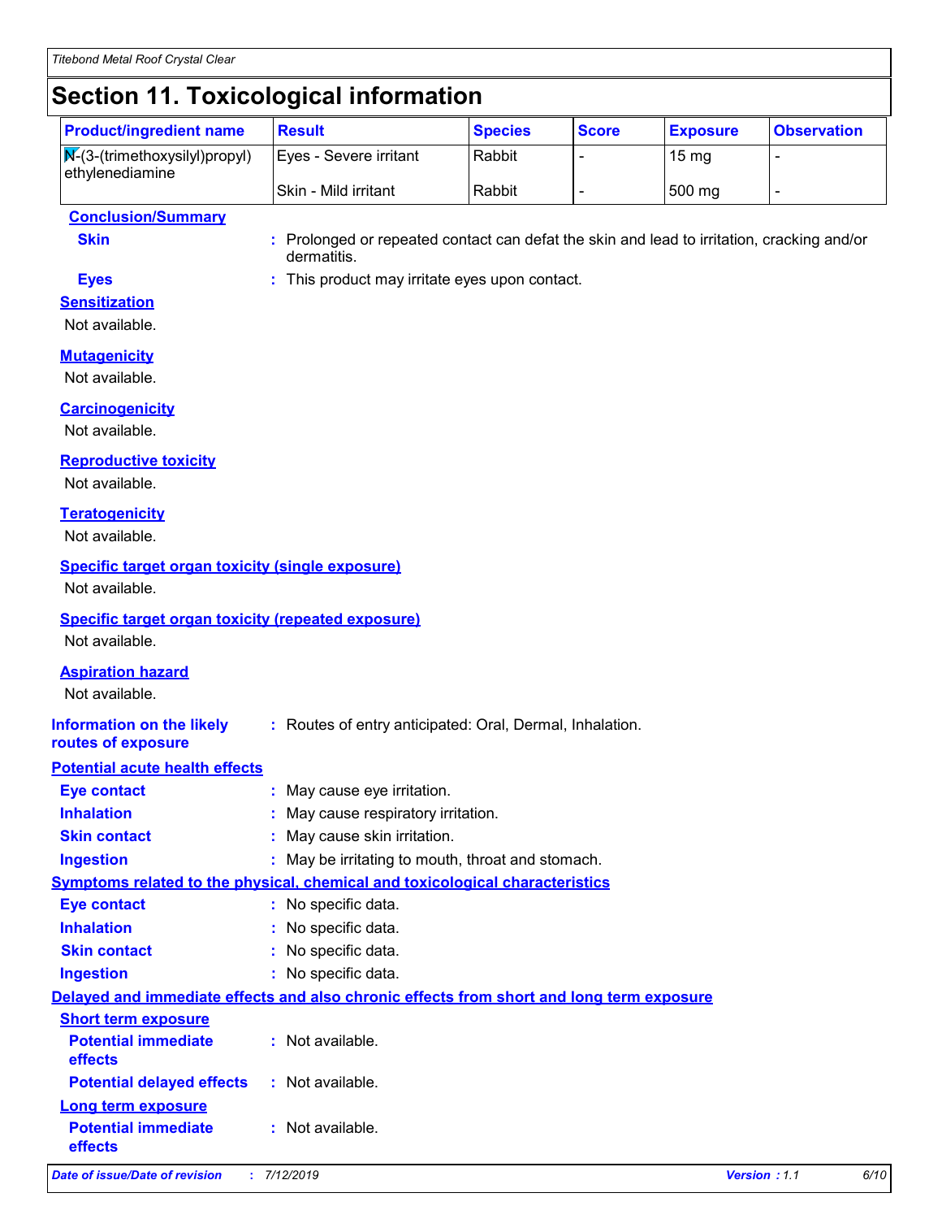# Section 11. Toxicological information

| Product/ingredient name | Result | Species | Score | Exposure | Observation |
|---|---|---|---|---|---|
| N-(3-(trimethoxysilyl)propyl) ethylenediamine | Eyes - Severe irritant | Rabbit | - | 15 mg | - |
| | Skin - Mild irritant | Rabbit | - | 500 mg | - |

**Conclusion/Summary**

**Skin** : Prolonged or repeated contact can defat the skin and lead to irritation, cracking and/or dermatitis.

**Eyes** : This product may irritate eyes upon contact.

**Sensitization**

Not available.

**Mutagenicity**

Not available.

**Carcinogenicity**

Not available.

**Reproductive toxicity**

Not available.

**Teratogenicity**

Not available.

**Specific target organ toxicity (single exposure)**

Not available.

**Specific target organ toxicity (repeated exposure)**

Not available.

**Aspiration hazard**

Not available.

**Information on the likely routes of exposure** : Routes of entry anticipated: Oral, Dermal, Inhalation.

**Potential acute health effects**

**Eye contact** : May cause eye irritation.

**Inhalation** : May cause respiratory irritation.

**Skin contact** : May cause skin irritation.

**Ingestion** : May be irritating to mouth, throat and stomach.

**Symptoms related to the physical, chemical and toxicological characteristics**

**Eye contact** : No specific data.

**Inhalation** : No specific data.

**Skin contact** : No specific data.

**Ingestion** : No specific data.

**Delayed and immediate effects and also chronic effects from short and long term exposure**

**Short term exposure**

**Potential immediate effects** : Not available.

**Potential delayed effects** : Not available.

**Long term exposure**

**Potential immediate effects** : Not available.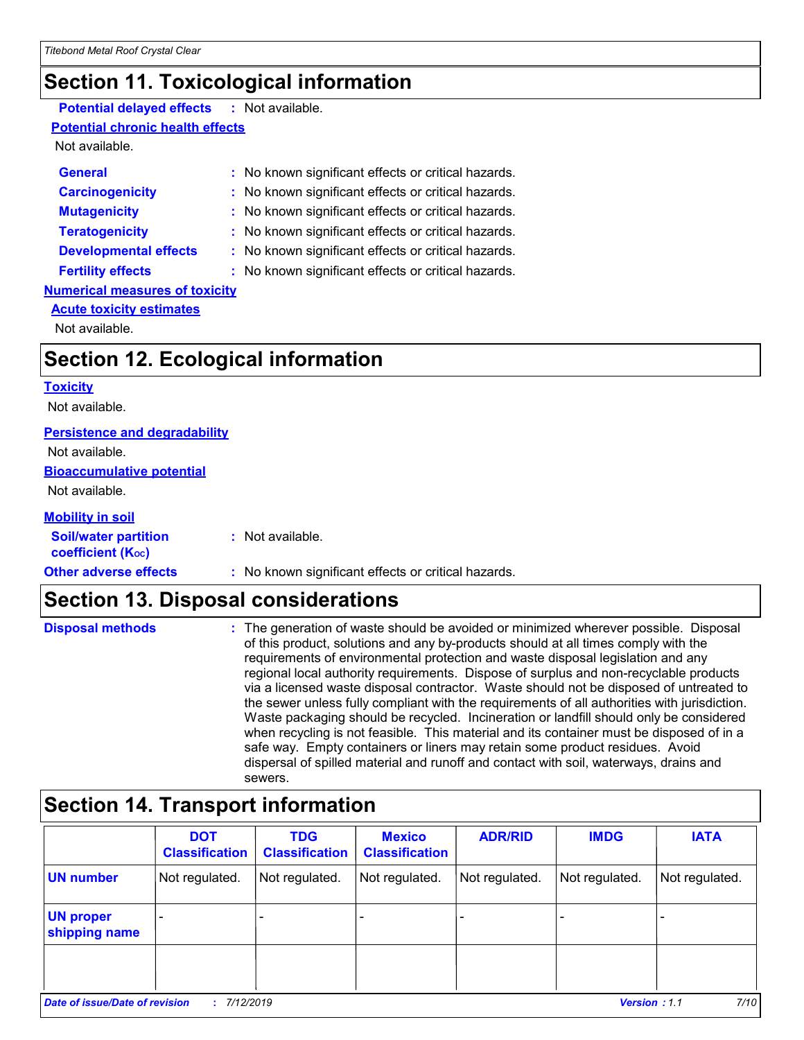## Section 11. Toxicological information

**Potential delayed effects** : Not available.

**Potential chronic health effects**

Not available.

**General** : No known significant effects or critical hazards.

**Carcinogenicity** : No known significant effects or critical hazards.

**Mutagenicity** : No known significant effects or critical hazards.

**Teratogenicity** : No known significant effects or critical hazards.

**Developmental effects** : No known significant effects or critical hazards.

**Fertility effects** : No known significant effects or critical hazards.

**Numerical measures of toxicity**

**Acute toxicity estimates**

Not available.

## Section 12. Ecological information

**Toxicity**

Not available.

**Persistence and degradability**

Not available.

**Bioaccumulative potential**

Not available.

**Mobility in soil**

**Soil/water partition coefficient ($K_{OC}$)** : Not available.

**Other adverse effects** : No known significant effects or critical hazards.

## Section 13. Disposal considerations

**Disposal methods** : The generation of waste should be avoided or minimized wherever possible. Disposal of this product, solutions and any by-products should at all times comply with the requirements of environmental protection and waste disposal legislation and any regional local authority requirements. Dispose of surplus and non-recyclable products via a licensed waste disposal contractor. Waste should not be disposed of untreated to the sewer unless fully compliant with the requirements of all authorities with jurisdiction. Waste packaging should be recycled. Incineration or landfill should only be considered when recycling is not feasible. This material and its container must be disposed of in a safe way. Empty containers or liners may retain some product residues. Avoid dispersal of spilled material and runoff and contact with soil, waterways, drains and sewers.

## Section 14. Transport information

| | DOT Classification | TDG Classification | Mexico Classification | ADR/RID | IMDG | IATA |
|---|---|---|---|---|---|---|
| UN number | Not regulated. | Not regulated. | Not regulated. | Not regulated. | Not regulated. | Not regulated. |
| UN proper shipping name | - | - | - | - | - | - |
| | | | | | | |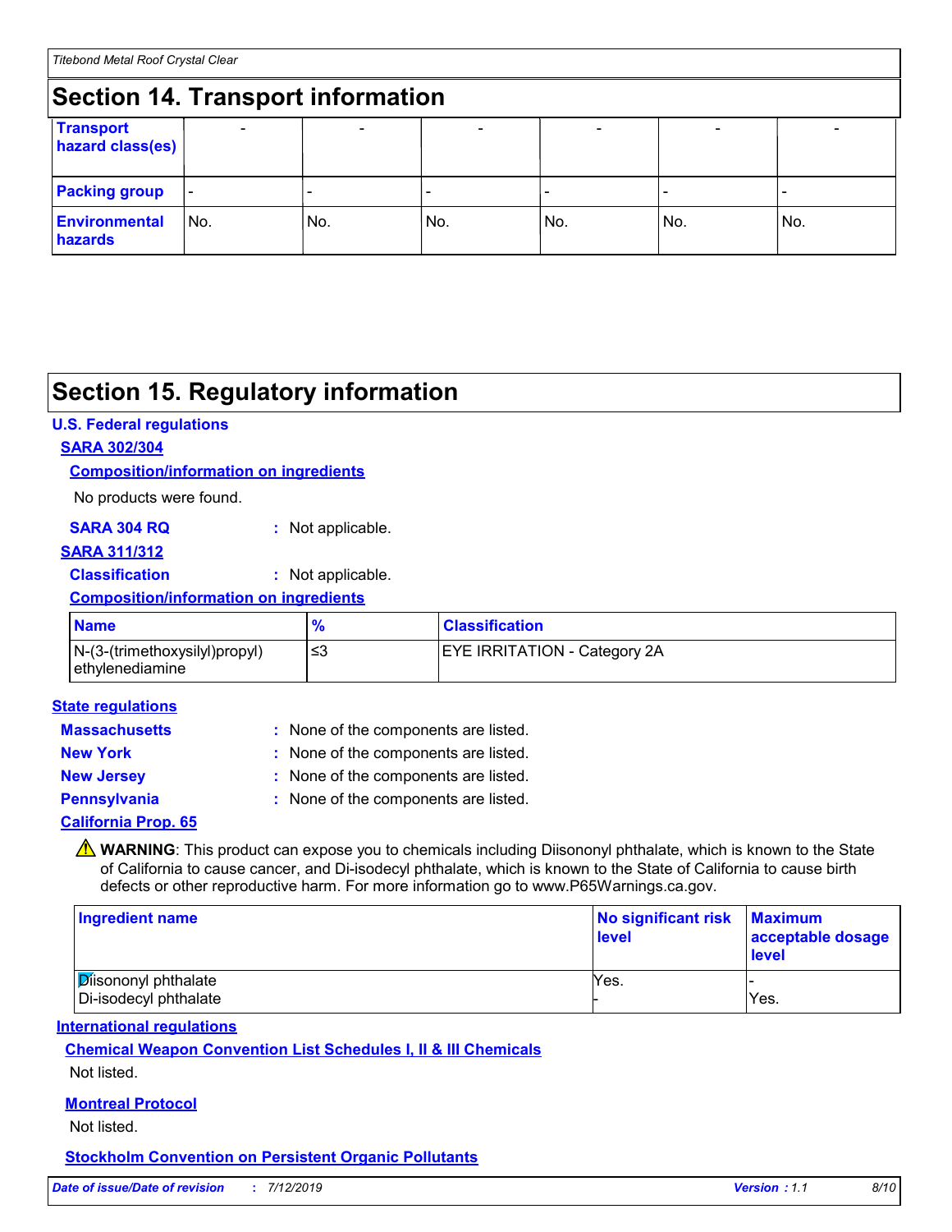## Section 14. Transport information

| | | | | | | |
|---|---|---|---|---|---|---|
| **Transport hazard class(es)** | - | - | - | - | - | - |
| **Packing group** | - | - | - | - | - | - |
| **Environmental hazards** | No. | No. | No. | No. | No. | No. |

## Section 15. Regulatory information

**U.S. Federal regulations**

**SARA 302/304**

**Composition/information on ingredients**

No products were found.

**SARA 304 RQ** : Not applicable.

**SARA 311/312**

**Classification** : Not applicable.

**Composition/information on ingredients**

| Name | % | Classification |
|---|---|---|
| N-(3-(trimethoxysilyl)propyl) ethylenediamine | ≤3 | EYE IRRITATION - Category 2A |

**State regulations**

**Massachusetts** : None of the components are listed.

**New York** : None of the components are listed.

**New Jersey** : None of the components are listed.

**Pennsylvania** : None of the components are listed.

**California Prop. 65**

⚠ **WARNING**: This product can expose you to chemicals including Diisononyl phthalate, which is known to the State of California to cause cancer, and Di-isodecyl phthalate, which is known to the State of California to cause birth defects or other reproductive harm. For more information go to www.P65Warnings.ca.gov.

| Ingredient name | No significant risk level | Maximum acceptable dosage level |
|---|---|---|
| Diisononyl phthalate | Yes. | - |
| Di-isodecyl phthalate | - | Yes. |

**International regulations**

**Chemical Weapon Convention List Schedules I, II & III Chemicals**

Not listed.

**Montreal Protocol**

Not listed.

**Stockholm Convention on Persistent Organic Pollutants**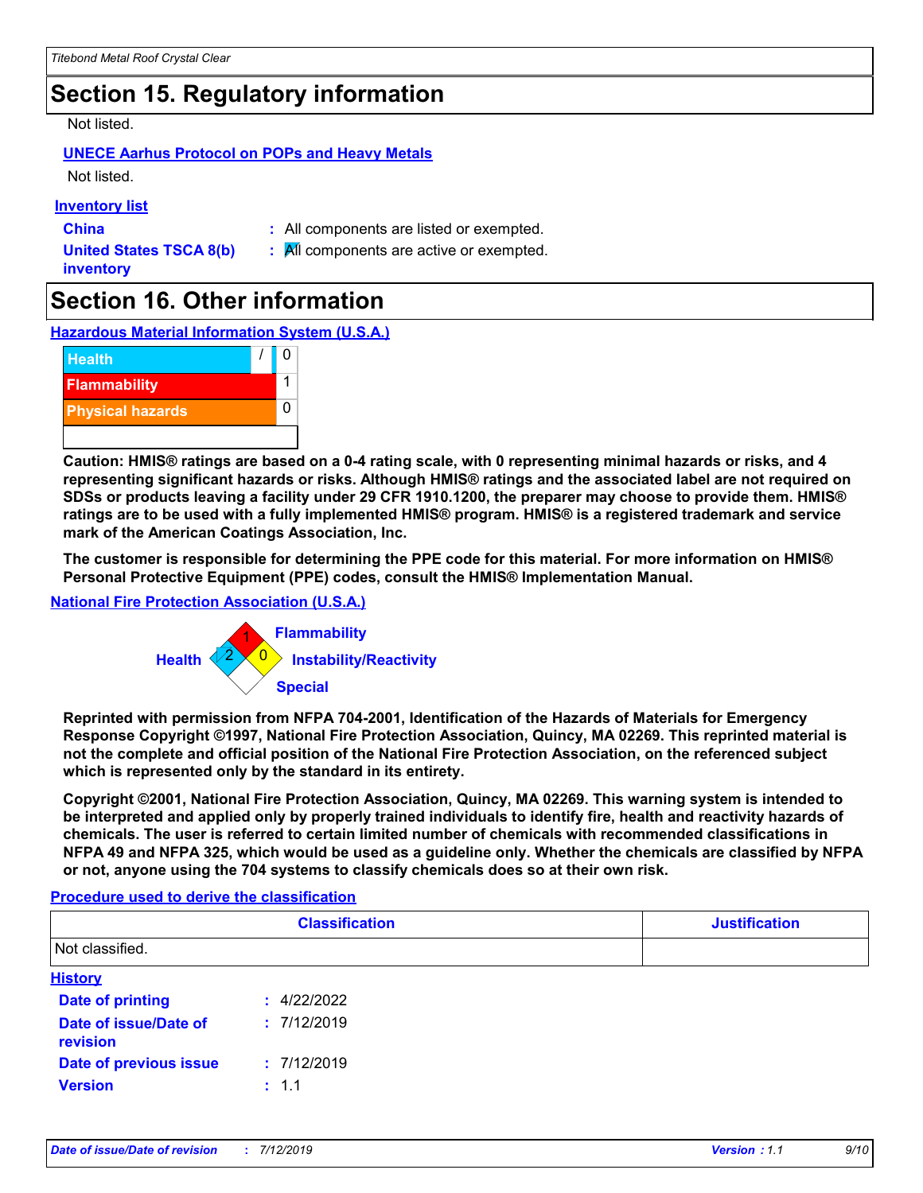# Section 15. Regulatory information

Not listed.

**UNECE Aarhus Protocol on POPs and Heavy Metals**

Not listed.

**Inventory list**

| | |
|---|---|
| **China** | : All components are listed or exempted. |
| **United States TSCA 8(b) inventory** | : All components are active or exempted. |

# Section 16. Other information

**Hazardous Material Information System (U.S.A.)**

| | |
|---|---|
| Health | / 0 |
| Flammability | 1 |
| Physical hazards | 0 |

**Caution: HMIS® ratings are based on a 0-4 rating scale, with 0 representing minimal hazards or risks, and 4 representing significant hazards or risks. Although HMIS® ratings and the associated label are not required on SDSs or products leaving a facility under 29 CFR 1910.1200, the preparer may choose to provide them. HMIS® ratings are to be used with a fully implemented HMIS® program. HMIS® is a registered trademark and service mark of the American Coatings Association, Inc.**

**The customer is responsible for determining the PPE code for this material. For more information on HMIS® Personal Protective Equipment (PPE) codes, consult the HMIS® Implementation Manual.**

**National Fire Protection Association (U.S.A.)**

Flammability: 1
Health: 2
Instability/Reactivity: 0
Special

**Reprinted with permission from NFPA 704-2001, Identification of the Hazards of Materials for Emergency Response Copyright ©1997, National Fire Protection Association, Quincy, MA 02269. This reprinted material is not the complete and official position of the National Fire Protection Association, on the referenced subject which is represented only by the standard in its entirety.**

**Copyright ©2001, National Fire Protection Association, Quincy, MA 02269. This warning system is intended to be interpreted and applied only by properly trained individuals to identify fire, health and reactivity hazards of chemicals. The user is referred to certain limited number of chemicals with recommended classifications in NFPA 49 and NFPA 325, which would be used as a guideline only. Whether the chemicals are classified by NFPA or not, anyone using the 704 systems to classify chemicals does so at their own risk.**

**Procedure used to derive the classification**

| Classification | Justification |
|---|---|
| Not classified. | |

**History**

| | |
|---|---|
| **Date of printing** | : 4/22/2022 |
| **Date of issue/Date of revision** | : 7/12/2019 |
| **Date of previous issue** | : 7/12/2019 |
| **Version** | : 1.1 |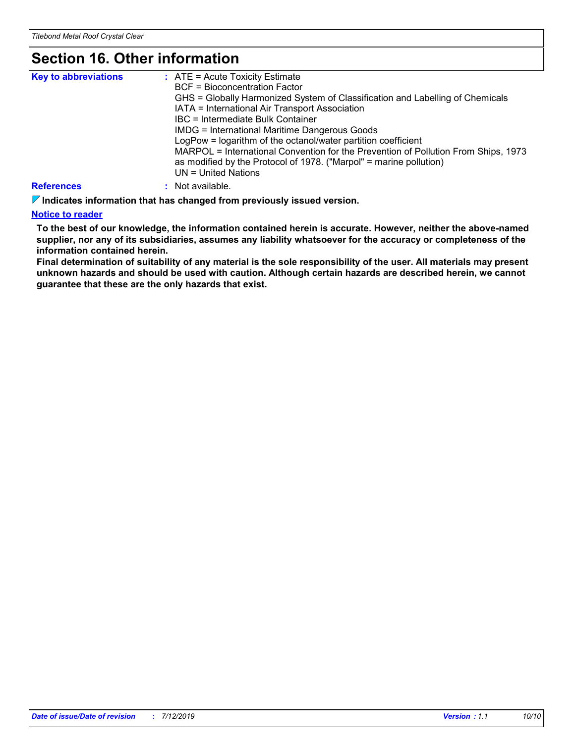# Section 16. Other information

**Key to abbreviations** : ATE = Acute Toxicity Estimate
BCF = Bioconcentration Factor
GHS = Globally Harmonized System of Classification and Labelling of Chemicals
IATA = International Air Transport Association
IBC = Intermediate Bulk Container
IMDG = International Maritime Dangerous Goods
LogPow = logarithm of the octanol/water partition coefficient
MARPOL = International Convention for the Prevention of Pollution From Ships, 1973 as modified by the Protocol of 1978. ("Marpol" = marine pollution)
UN = United Nations

**References** : Not available.

**Indicates information that has changed from previously issued version.**

**Notice to reader**

**To the best of our knowledge, the information contained herein is accurate. However, neither the above-named supplier, nor any of its subsidiaries, assumes any liability whatsoever for the accuracy or completeness of the information contained herein.**

**Final determination of suitability of any material is the sole responsibility of the user. All materials may present unknown hazards and should be used with caution. Although certain hazards are described herein, we cannot guarantee that these are the only hazards that exist.**